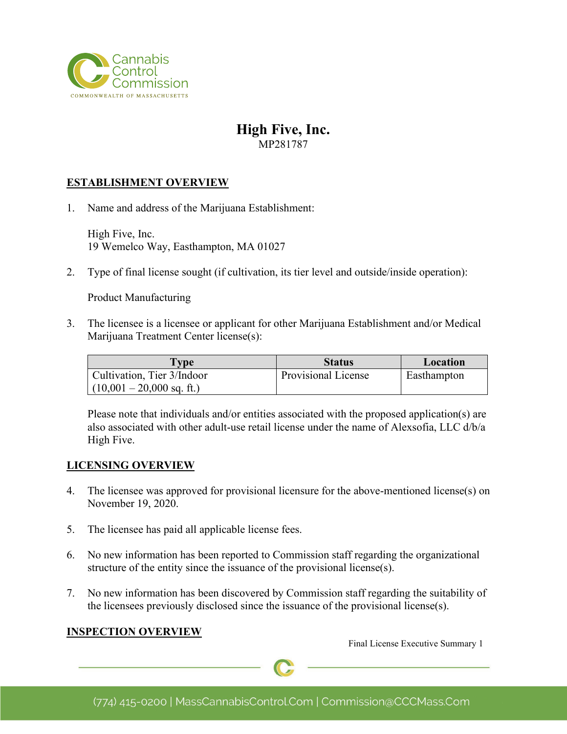# High Five, Inc.

MP281787

## ESTABLISHMENT OVERVIEW

1. Name and address of the Marijuana Establishment:

   High Five, Inc.
   19 Wemelco Way, Easthampton, MA 01027

2. Type of final license sought (if cultivation, its tier level and outside/inside operation):

   Product Manufacturing

3. The licensee is a licensee or applicant for other Marijuana Establishment and/or Medical Marijuana Treatment Center license(s):

| Type | Status | Location |
|---|---|---|
| Cultivation, Tier 3/Indoor (10,001 – 20,000 sq. ft.) | Provisional License | Easthampton |

   Please note that individuals and/or entities associated with the proposed application(s) are also associated with other adult-use retail license under the name of Alexsofia, LLC d/b/a High Five.

## LICENSING OVERVIEW

4. The licensee was approved for provisional licensure for the above-mentioned license(s) on November 19, 2020.

5. The licensee has paid all applicable license fees.

6. No new information has been reported to Commission staff regarding the organizational structure of the entity since the issuance of the provisional license(s).

7. No new information has been discovered by Commission staff regarding the suitability of the licensees previously disclosed since the issuance of the provisional license(s).

## INSPECTION OVERVIEW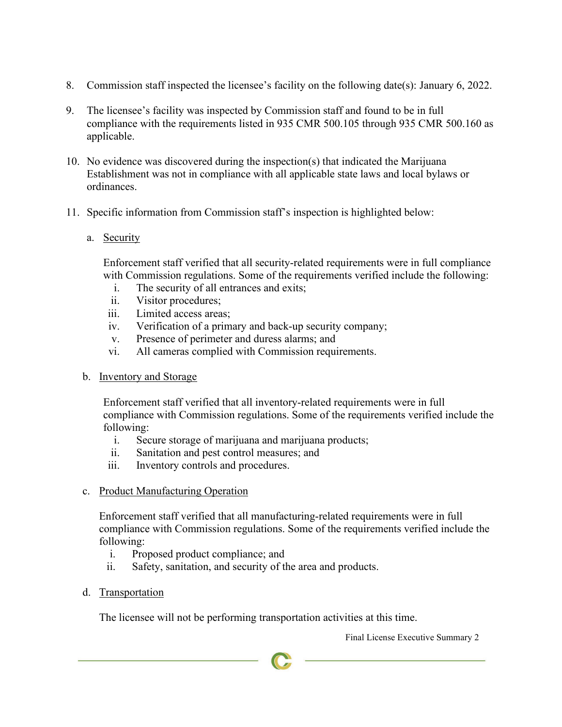8. Commission staff inspected the licensee's facility on the following date(s): January 6, 2022.

9. The licensee's facility was inspected by Commission staff and found to be in full compliance with the requirements listed in 935 CMR 500.105 through 935 CMR 500.160 as applicable.

10. No evidence was discovered during the inspection(s) that indicated the Marijuana Establishment was not in compliance with all applicable state laws and local bylaws or ordinances.

11. Specific information from Commission staff's inspection is highlighted below:

    a. Security

    Enforcement staff verified that all security-related requirements were in full compliance with Commission regulations. Some of the requirements verified include the following:

    i. The security of all entrances and exits;
    ii. Visitor procedures;
    iii. Limited access areas;
    iv. Verification of a primary and back-up security company;
    v. Presence of perimeter and duress alarms; and
    vi. All cameras complied with Commission requirements.

    b. Inventory and Storage

    Enforcement staff verified that all inventory-related requirements were in full compliance with Commission regulations. Some of the requirements verified include the following:

    i. Secure storage of marijuana and marijuana products;
    ii. Sanitation and pest control measures; and
    iii. Inventory controls and procedures.

    c. Product Manufacturing Operation

    Enforcement staff verified that all manufacturing-related requirements were in full compliance with Commission regulations. Some of the requirements verified include the following:

    i. Proposed product compliance; and
    ii. Safety, sanitation, and security of the area and products.

    d. Transportation

    The licensee will not be performing transportation activities at this time.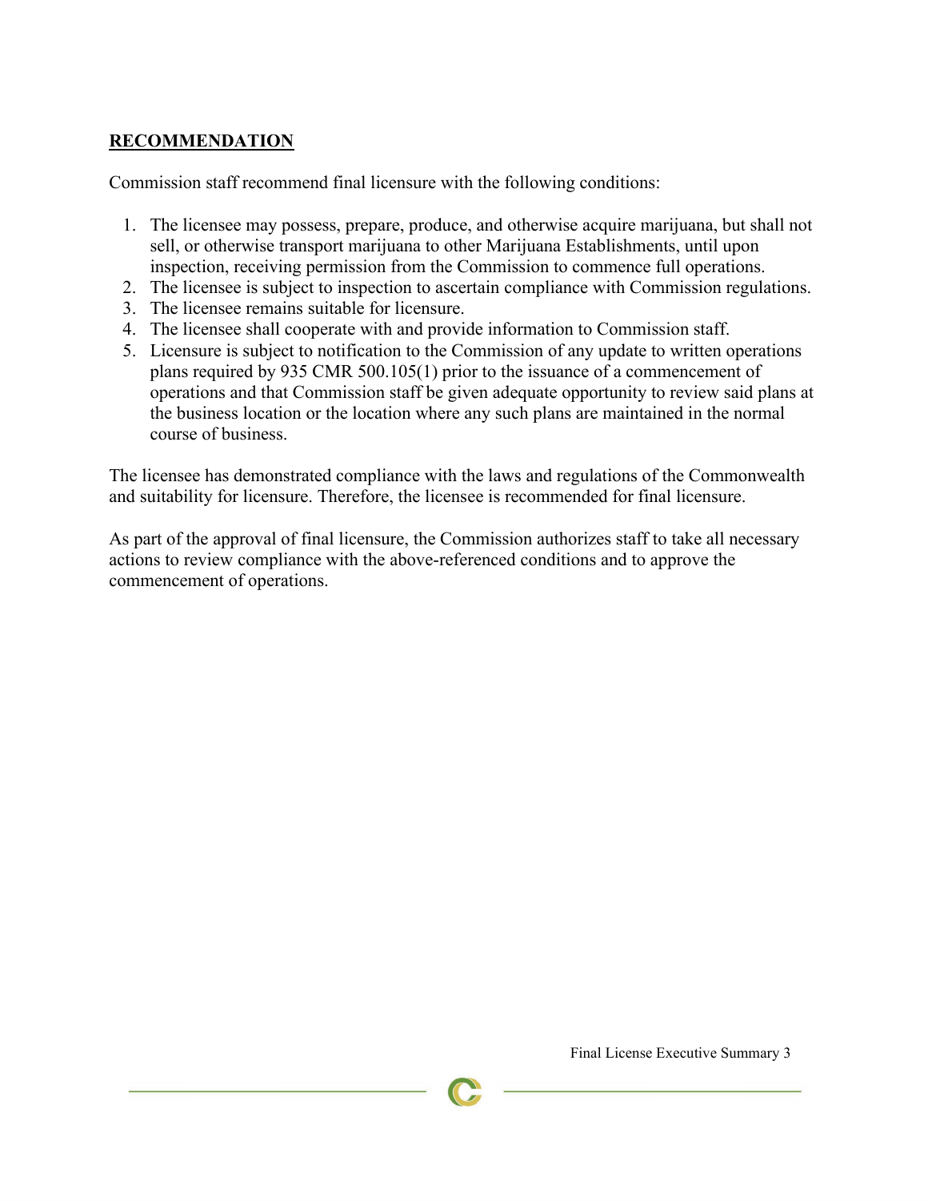**RECOMMENDATION**

Commission staff recommend final licensure with the following conditions:

1. The licensee may possess, prepare, produce, and otherwise acquire marijuana, but shall not sell, or otherwise transport marijuana to other Marijuana Establishments, until upon inspection, receiving permission from the Commission to commence full operations.
2. The licensee is subject to inspection to ascertain compliance with Commission regulations.
3. The licensee remains suitable for licensure.
4. The licensee shall cooperate with and provide information to Commission staff.
5. Licensure is subject to notification to the Commission of any update to written operations plans required by 935 CMR 500.105(1) prior to the issuance of a commencement of operations and that Commission staff be given adequate opportunity to review said plans at the business location or the location where any such plans are maintained in the normal course of business.

The licensee has demonstrated compliance with the laws and regulations of the Commonwealth and suitability for licensure. Therefore, the licensee is recommended for final licensure.

As part of the approval of final licensure, the Commission authorizes staff to take all necessary actions to review compliance with the above-referenced conditions and to approve the commencement of operations.